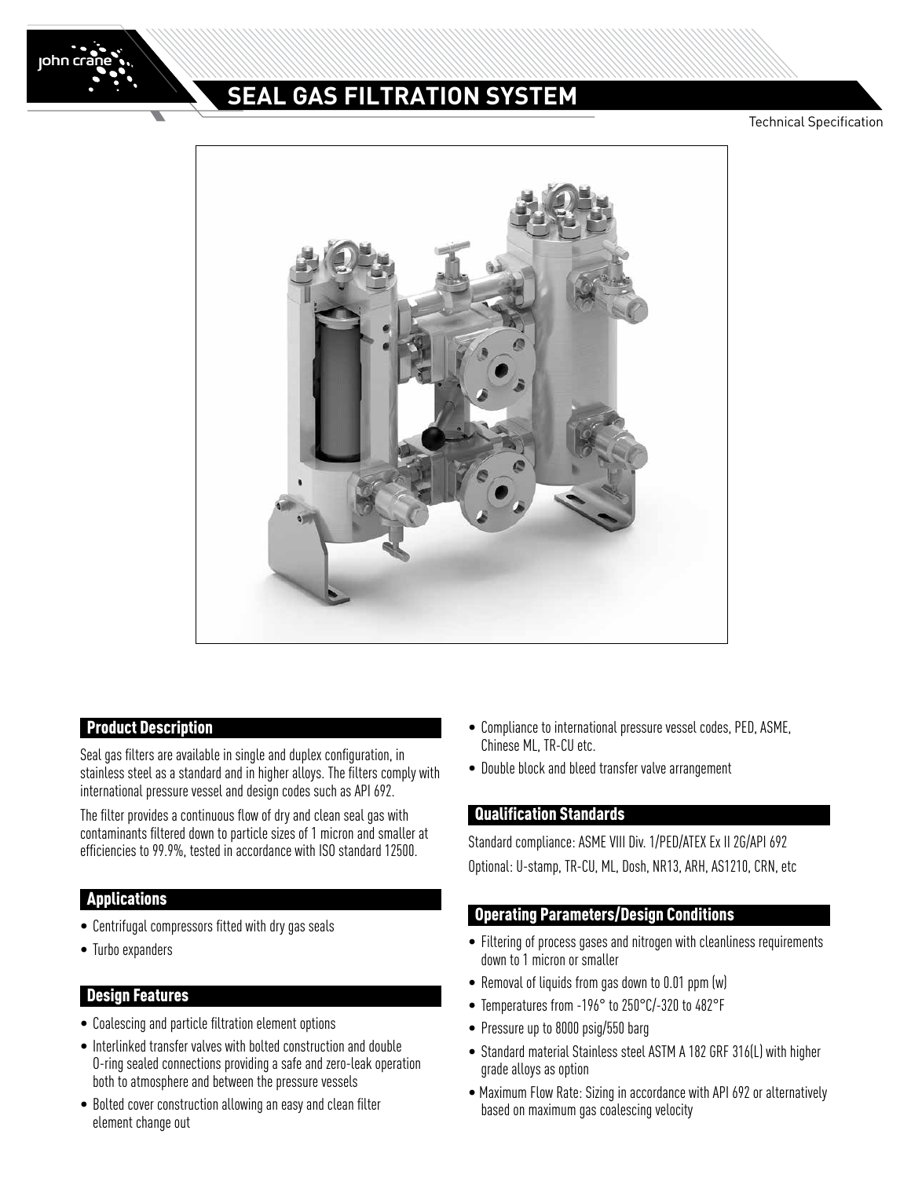# SEAL GAS FILTRATION SYSTEM

Technical Specification

## Product Description

Seal gas filters are available in single and duplex configuration, in stainless steel as a standard and in higher alloys. The filters comply with international pressure vessel and design codes such as API 692.

The filter provides a continuous flow of dry and clean seal gas with contaminants filtered down to particle sizes of 1 micron and smaller at efficiencies to 99.9%, tested in accordance with ISO standard 12500.

## Applications

- Centrifugal compressors fitted with dry gas seals
- Turbo expanders

## Design Features

- Coalescing and particle filtration element options
- Interlinked transfer valves with bolted construction and double O-ring sealed connections providing a safe and zero-leak operation both to atmosphere and between the pressure vessels
- Bolted cover construction allowing an easy and clean filter element change out
- Compliance to international pressure vessel codes, PED, ASME, Chinese ML, TR-CU etc.
- Double block and bleed transfer valve arrangement

## Qualification Standards

Standard compliance: ASME VIII Div. 1/PED/ATEX Ex II 2G/API 692

Optional: U-stamp, TR-CU, ML, Dosh, NR13, ARH, AS1210, CRN, etc

## Operating Parameters/Design Conditions

- Filtering of process gases and nitrogen with cleanliness requirements down to 1 micron or smaller
- Removal of liquids from gas down to 0.01 ppm (w)
- Temperatures from -196° to 250°C/-320 to 482°F
- Pressure up to 8000 psig/550 barg
- Standard material Stainless steel ASTM A 182 GRF 316(L) with higher grade alloys as option
- Maximum Flow Rate: Sizing in accordance with API 692 or alternatively based on maximum gas coalescing velocity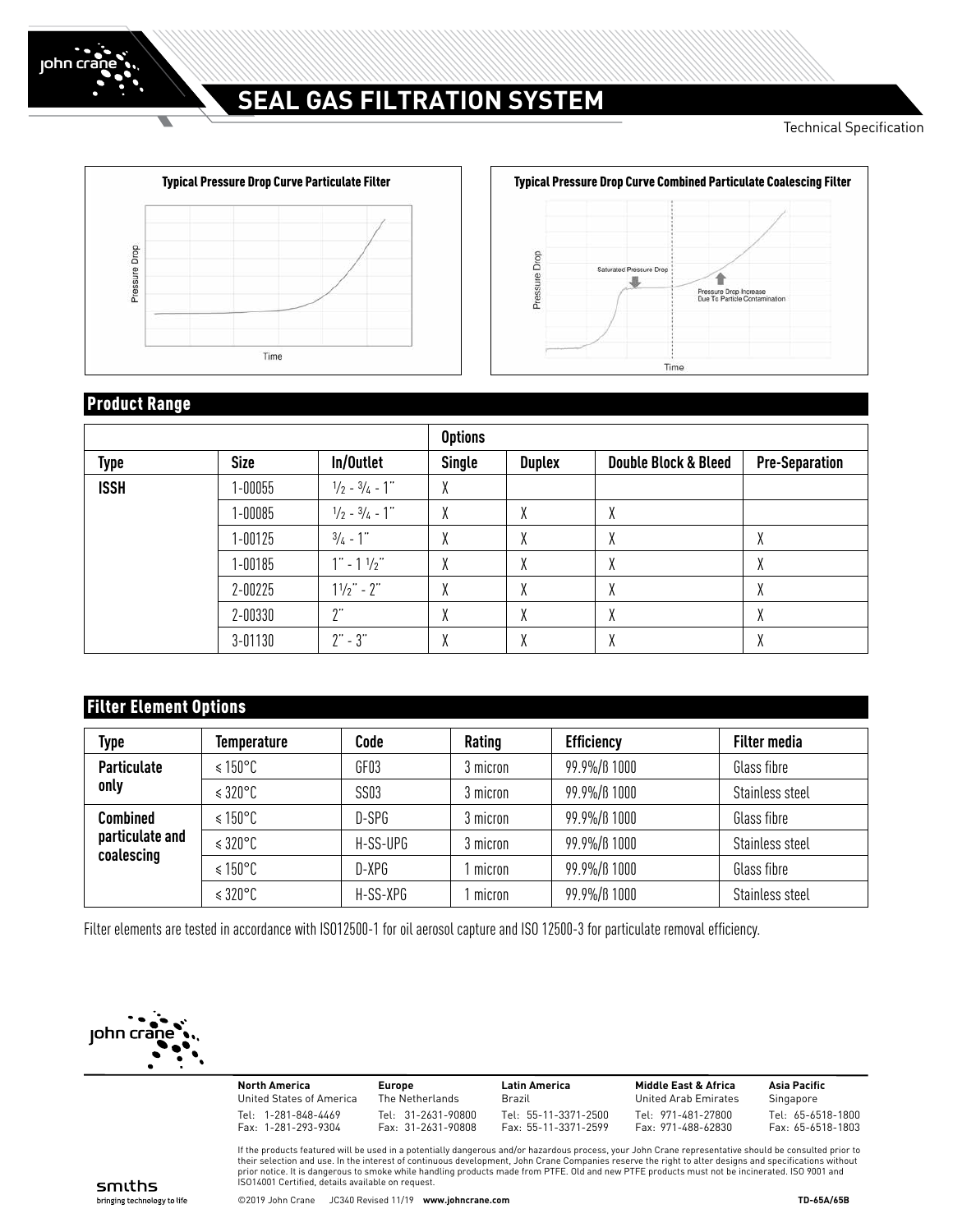# SEAL GAS FILTRATION SYSTEM

Technical Specification

**Typical Pressure Drop Curve Particulate Filter**

Pressure Drop

Time

**Typical Pressure Drop Curve Combined Particulate Coalescing Filter**

Pressure Drop

Saturated Pressure Drop

Pressure Drop Increase Due To Particle Contamination

Time

## Product Range

| | | | Options | | | |
|---|---|---|---|---|---|---|
| **Type** | **Size** | **In/Outlet** | **Single** | **Duplex** | **Double Block & Bleed** | **Pre-Separation** |
| **ISSH** | 1-00055 | ½ - ¾ - 1" | X | | | |
| | 1-00085 | ½ - ¾ - 1" | X | X | X | |
| | 1-00125 | ¾ - 1" | X | X | X | X |
| | 1-00185 | 1" - 1 ½" | X | X | X | X |
| | 2-00225 | 1½" - 2" | X | X | X | X |
| | 2-00330 | 2" | X | X | X | X |
| | 3-01130 | 2" - 3" | X | X | X | X |

## Filter Element Options

| Type | Temperature | Code | Rating | Efficiency | Filter media |
|---|---|---|---|---|---|
| **Particulate only** | ≤ 150°C | GF03 | 3 micron | 99.9%/ß 1000 | Glass fibre |
| | ≤ 320°C | SS03 | 3 micron | 99.9%/ß 1000 | Stainless steel |
| **Combined particulate and coalescing** | ≤ 150°C | D-SPG | 3 micron | 99.9%/ß 1000 | Glass fibre |
| | ≤ 320°C | H-SS-UPG | 3 micron | 99.9%/ß 1000 | Stainless steel |
| | ≤ 150°C | D-XPG | 1 micron | 99.9%/ß 1000 | Glass fibre |
| | ≤ 320°C | H-SS-XPG | 1 micron | 99.9%/ß 1000 | Stainless steel |

Filter elements are tested in accordance with ISO12500-1 for oil aerosol capture and ISO 12500-3 for particulate removal efficiency.

**North America**
United States of America
Tel: 1-281-848-4469
Fax: 1-281-293-9304

**Europe**
The Netherlands
Tel: 31-2631-90800
Fax: 31-2631-90808

**Latin America**
Brazil
Tel: 55-11-3371-2500
Fax: 55-11-3371-2599

**Middle East & Africa**
United Arab Emirates
Tel: 971-481-27800
Fax: 971-488-62830

**Asia Pacific**
Singapore
Tel: 65-6518-1800
Fax: 65-6518-1803

If the products featured will be used in a potentially dangerous and/or hazardous process, your John Crane representative should be consulted prior to their selection and use. In the interest of continuous development, John Crane Companies reserve the right to alter designs and specifications without prior notice. It is dangerous to smoke while handling products made from PTFE. Old and new PTFE products must not be incinerated. ISO 9001 and ISO14001 Certified, details available on request.

smiths
bringing technology to life

©2019 John Crane JC340 Revised 11/19 **www.johncrane.com** **TD-65A/65B**